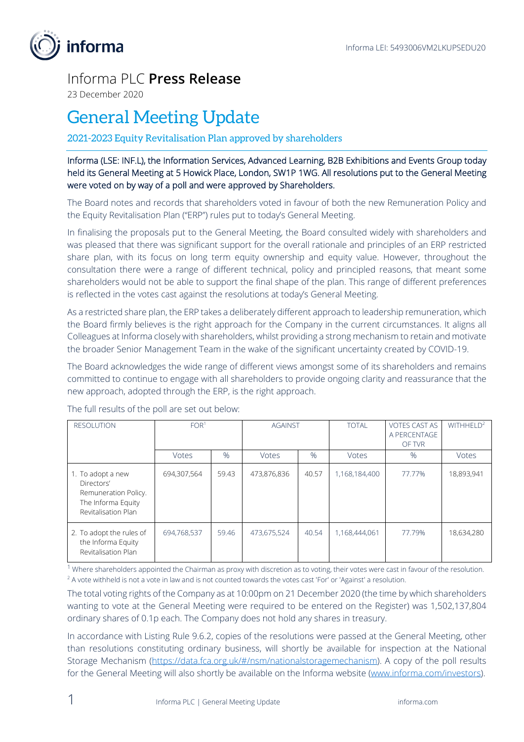Informa LEI: 5493006VM2LKUPSEDU20

# Informa PLC **Press Release**

23 December 2020

## General Meeting Update

### 2021-2023 Equity Revitalisation Plan approved by shareholders

Informa (LSE: INF.L), the Information Services, Advanced Learning, B2B Exhibitions and Events Group today held its General Meeting at 5 Howick Place, London, SW1P 1WG. All resolutions put to the General Meeting were voted on by way of a poll and were approved by Shareholders.

The Board notes and records that shareholders voted in favour of both the new Remuneration Policy and the Equity Revitalisation Plan ("ERP") rules put to today's General Meeting.

In finalising the proposals put to the General Meeting, the Board consulted widely with shareholders and was pleased that there was significant support for the overall rationale and principles of an ERP restricted share plan, with its focus on long term equity ownership and equity value. However, throughout the consultation there were a range of different technical, policy and principled reasons, that meant some shareholders would not be able to support the final shape of the plan. This range of different preferences is reflected in the votes cast against the resolutions at today's General Meeting.

As a restricted share plan, the ERP takes a deliberately different approach to leadership remuneration, which the Board firmly believes is the right approach for the Company in the current circumstances. It aligns all Colleagues at Informa closely with shareholders, whilst providing a strong mechanism to retain and motivate the broader Senior Management Team in the wake of the significant uncertainty created by COVID-19.

The Board acknowledges the wide range of different views amongst some of its shareholders and remains committed to continue to engage with all shareholders to provide ongoing clarity and reassurance that the new approach, adopted through the ERP, is the right approach.

The full results of the poll are set out below:

| RESOLUTION | FOR[1] | | AGAINST | | TOTAL | VOTES CAST AS A PERCENTAGE OF TVR | WITHHELD[2] |
|---|---|---|---|---|---|---|---|
| | Votes | % | Votes | % | Votes | % | Votes |
| 1. To adopt a new Directors' Remuneration Policy. The Informa Equity Revitalisation Plan | 694,307,564 | 59.43 | 473,876,836 | 40.57 | 1,168,184,400 | 77.77% | 18,893,941 |
| 2. To adopt the rules of the Informa Equity Revitalisation Plan | 694,768,537 | 59.46 | 473,675,524 | 40.54 | 1,168,444,061 | 77.79% | 18,634,280 |

[1] Where shareholders appointed the Chairman as proxy with discretion as to voting, their votes were cast in favour of the resolution.
[2] A vote withheld is not a vote in law and is not counted towards the votes cast 'For' or 'Against' a resolution.

The total voting rights of the Company as at 10:00pm on 21 December 2020 (the time by which shareholders wanting to vote at the General Meeting were required to be entered on the Register) was 1,502,137,804 ordinary shares of 0.1p each. The Company does not hold any shares in treasury.

In accordance with Listing Rule 9.6.2, copies of the resolutions were passed at the General Meeting, other than resolutions constituting ordinary business, will shortly be available for inspection at the National Storage Mechanism (https://data.fca.org.uk/#/nsm/nationalstoragemechanism). A copy of the poll results for the General Meeting will also shortly be available on the Informa website (www.informa.com/investors).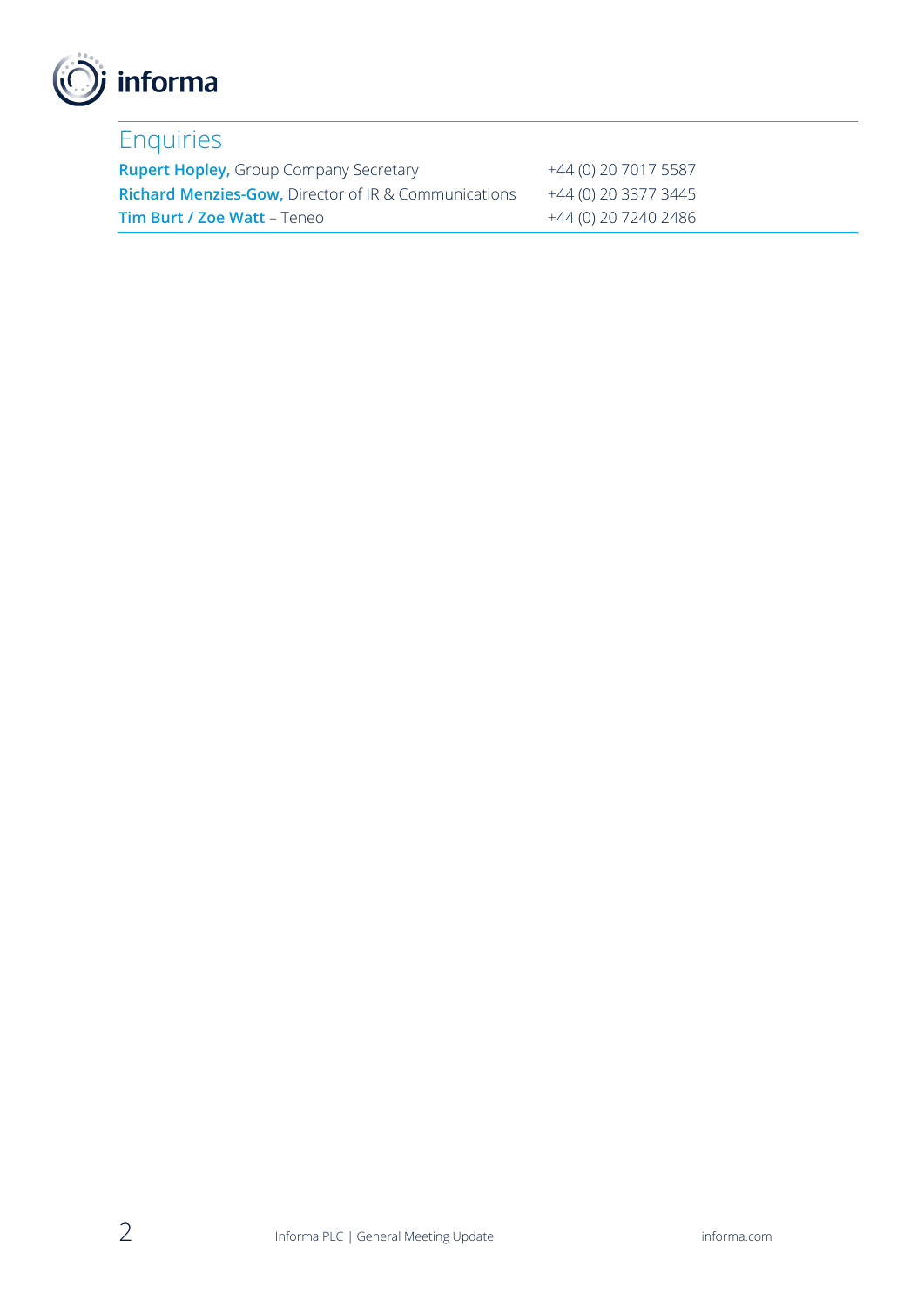## Enquiries

| | |
|---|---|
| **Rupert Hopley,** Group Company Secretary | +44 (0) 20 7017 5587 |
| **Richard Menzies-Gow,** Director of IR & Communications | +44 (0) 20 3377 3445 |
| **Tim Burt / Zoe Watt** – Teneo | +44 (0) 20 7240 2486 |